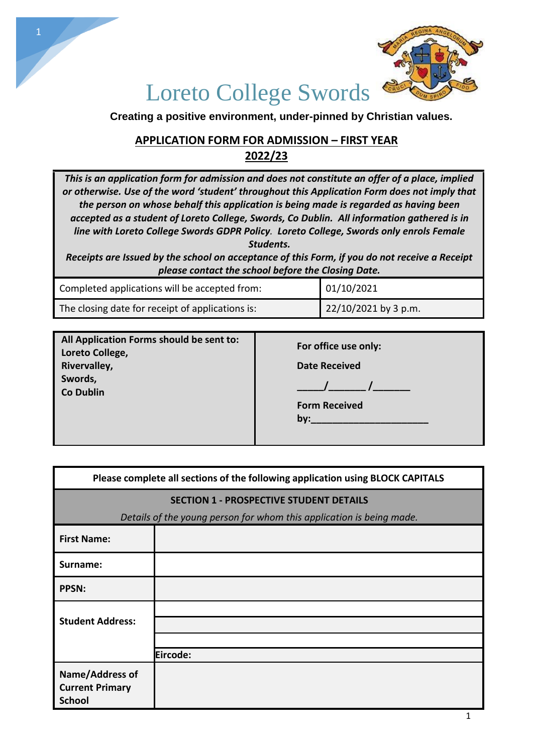# Loreto College Swords

**Creating a positive environment, under-pinned by Christian values.**

## APPLICATION FORM FOR ADMISSION – FIRST YEAR 2022/23

***This is an application form for admission and does not constitute an offer of a place, implied or otherwise. Use of the word 'student' throughout this Application Form does not imply that the person on whose behalf this application is being made is regarded as having been accepted as a student of Loreto College, Swords, Co Dublin. All information gathered is in line with Loreto College Swords GDPR Policy. Loreto College, Swords only enrols Female Students.***

***Receipts are Issued by the school on acceptance of this Form, if you do not receive a Receipt please contact the school before the Closing Date.***

| | |
|---|---|
| Completed applications will be accepted from: | 01/10/2021 |
| The closing date for receipt of applications is: | 22/10/2021 by 3 p.m. |

| | |
|---|---|
| **All Application Forms should be sent to:**<br>**Loreto College,**<br>**Rivervalley,**<br>**Swords,**<br>**Co Dublin** | **For office use only:**<br>**Date Received**<br>_____/_______/_______<br>**Form Received by:**______________________ |

**Please complete all sections of the following application using BLOCK CAPITALS**

### SECTION 1 - PROSPECTIVE STUDENT DETAILS

*Details of the young person for whom this application is being made.*

| | |
|---|---|
| **First Name:** | |
| **Surname:** | |
| **PPSN:** | |
| **Student Address:** | |
| | |
| | |
| | **Eircode:** |
| **Name/Address of Current Primary School** | |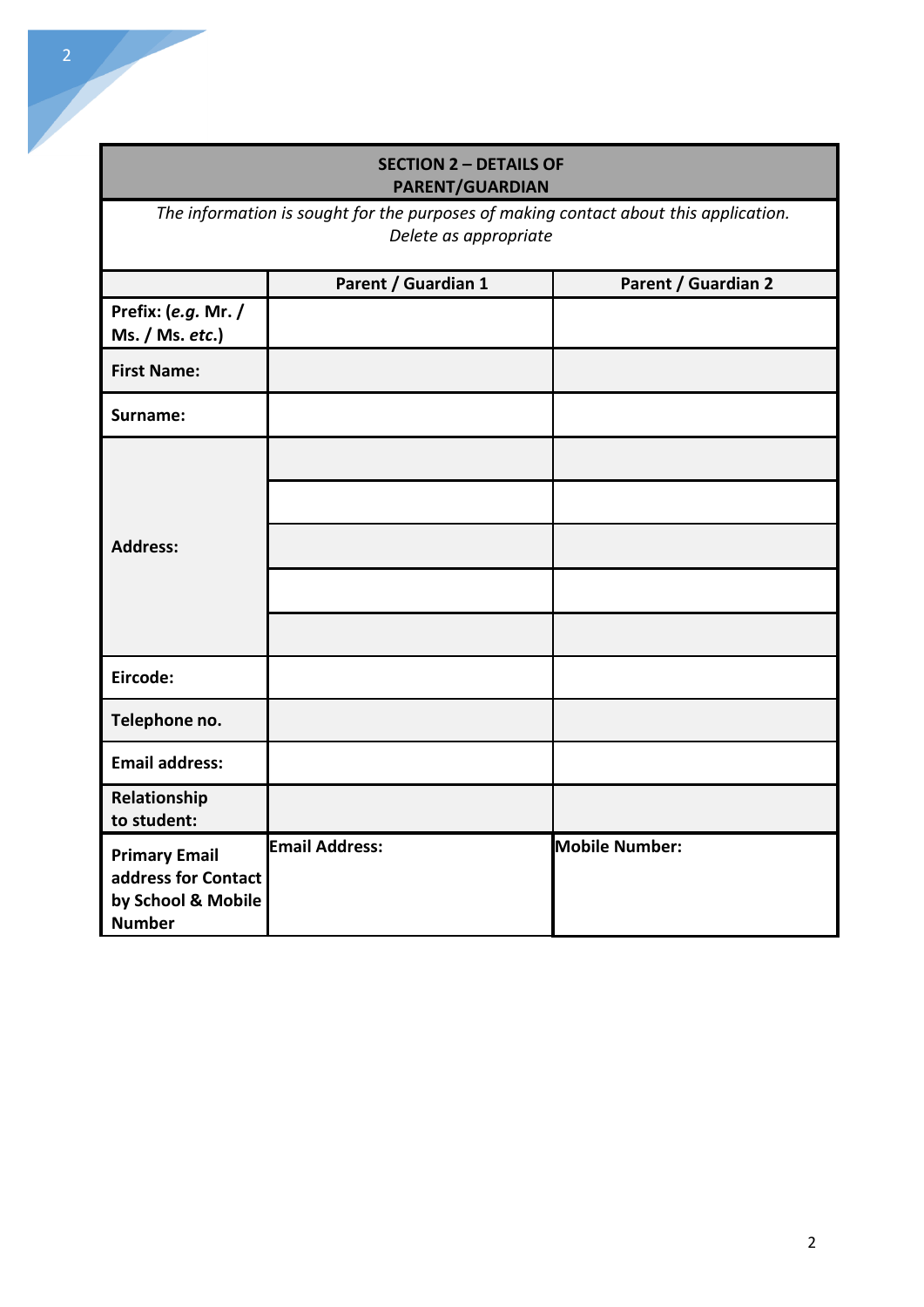## SECTION 2 – DETAILS OF PARENT/GUARDIAN

*The information is sought for the purposes of making contact about this application. Delete as appropriate*

| | Parent / Guardian 1 | Parent / Guardian 2 |
|---|---|---|
| **Prefix: (*e.g.* Mr. / Ms. / Ms. *etc.*)** | | |
| **First Name:** | | |
| **Surname:** | | |
| **Address:** | | |
| | | |
| | | |
| | | |
| | | |
| **Eircode:** | | |
| **Telephone no.** | | |
| **Email address:** | | |
| **Relationship to student:** | | |
| **Primary Email address for Contact by School & Mobile Number** | **Email Address:** | **Mobile Number:** |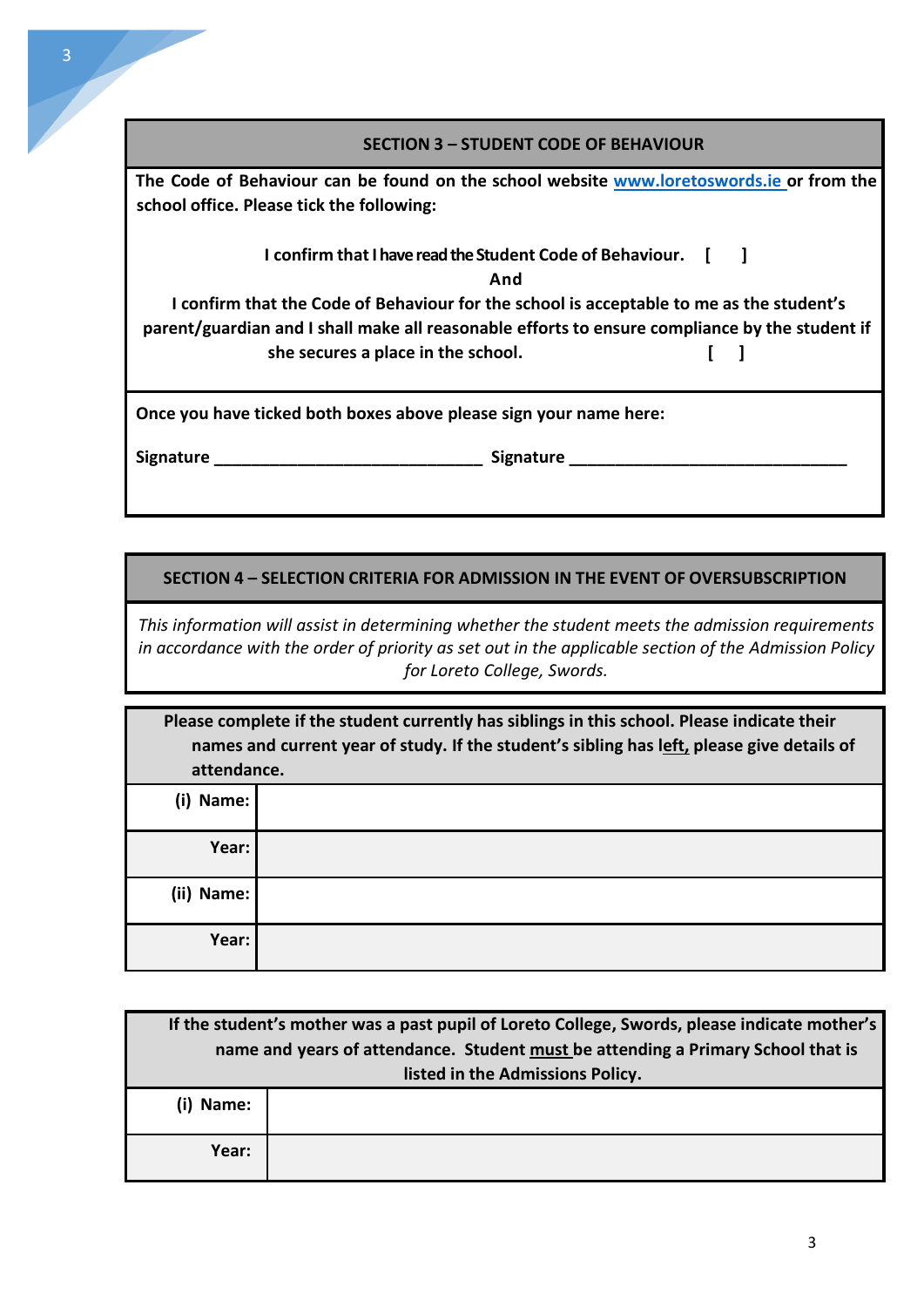## SECTION 3 – STUDENT CODE OF BEHAVIOUR

**The Code of Behaviour can be found on the school website [www.loretoswords.ie](http://www.loretoswords.ie) or from the school office. Please tick the following:**

**I confirm that I have read the Student Code of Behaviour. [ ]**

**And**

**I confirm that the Code of Behaviour for the school is acceptable to me as the student's parent/guardian and I shall make all reasonable efforts to ensure compliance by the student if she secures a place in the school. [ ]**

**Once you have ticked both boxes above please sign your name here:**

**Signature** ______________________________ **Signature** _______________________________

## SECTION 4 – SELECTION CRITERIA FOR ADMISSION IN THE EVENT OF OVERSUBSCRIPTION

*This information will assist in determining whether the student meets the admission requirements in accordance with the order of priority as set out in the applicable section of the Admission Policy for Loreto College, Swords.*

**Please complete if the student currently has siblings in this school. Please indicate their names and current year of study. If the student's sibling has left, please give details of attendance.**

| | |
|---|---|
| **(i) Name:** | |
| **Year:** | |
| **(ii) Name:** | |
| **Year:** | |

**If the student's mother was a past pupil of Loreto College, Swords, please indicate mother's name and years of attendance. Student must be attending a Primary School that is listed in the Admissions Policy.**

| | |
|---|---|
| **(i) Name:** | |
| **Year:** | |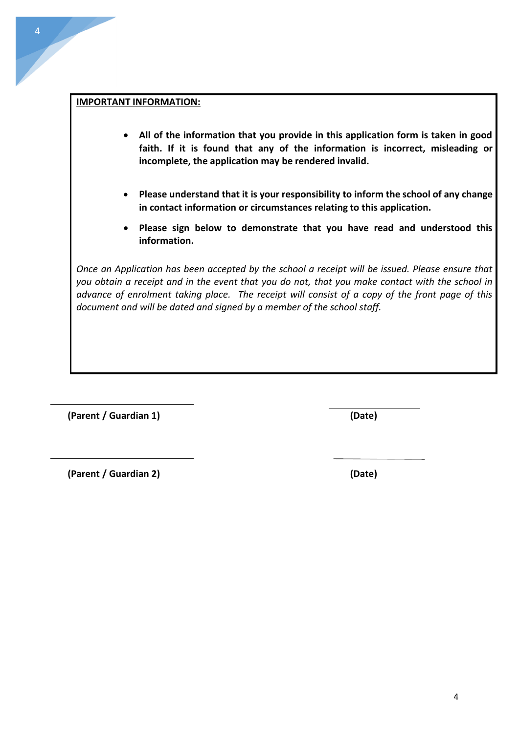**IMPORTANT INFORMATION:**

- **All of the information that you provide in this application form is taken in good faith. If it is found that any of the information is incorrect, misleading or incomplete, the application may be rendered invalid.**
- **Please understand that it is your responsibility to inform the school of any change in contact information or circumstances relating to this application.**
- **Please sign below to demonstrate that you have read and understood this information.**

*Once an Application has been accepted by the school a receipt will be issued. Please ensure that you obtain a receipt and in the event that you do not, that you make contact with the school in advance of enrolment taking place. The receipt will consist of a copy of the front page of this document and will be dated and signed by a member of the school staff.*

\_\_\_\_\_\_\_\_\_\_\_\_\_\_\_\_\_\_\_\_\_\_\_\_\_\_\_\_ \_\_\_\_\_\_\_\_\_\_\_\_\_\_\_\_\_\_

**(Parent / Guardian 1)** **(Date)**

\_\_\_\_\_\_\_\_\_\_\_\_\_\_\_\_\_\_\_\_\_\_\_\_\_\_\_\_ \_\_\_\_\_\_\_\_\_\_\_\_\_\_\_\_\_\_

**(Parent / Guardian 2)** **(Date)**